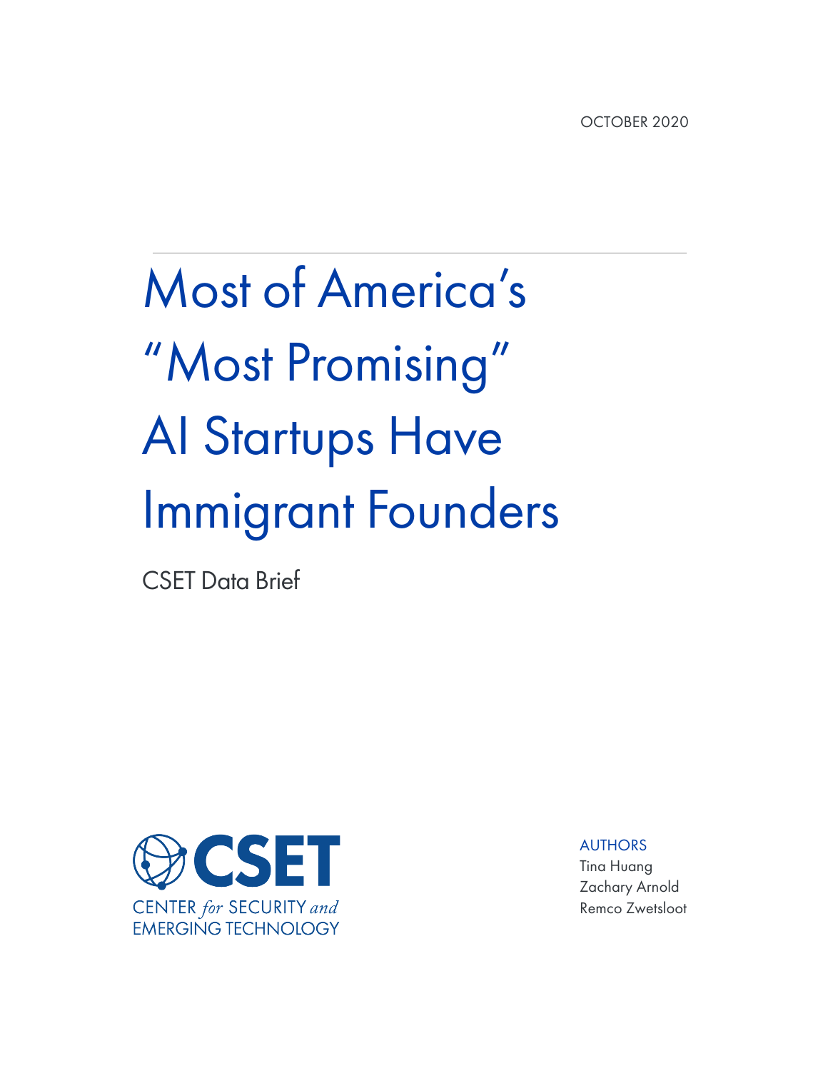OCTOBER 2020

# Most of America's "Most Promising" AI Startups Have Immigrant Founders

CSET Data Brief

CENTER *for* SECURITY *and* EMERGING TECHNOLOGY

AUTHORS
Tina Huang
Zachary Arnold
Remco Zwetsloot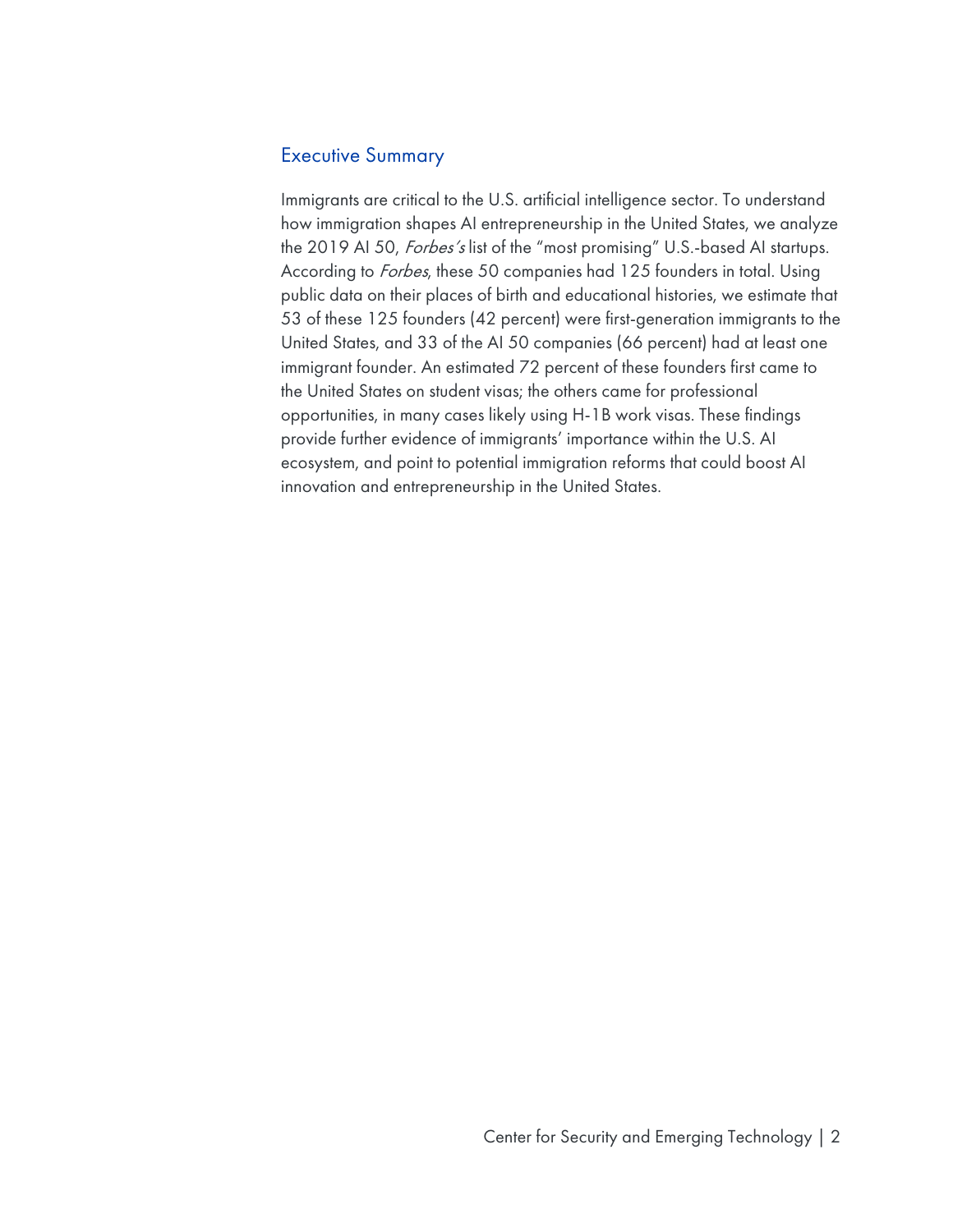## Executive Summary

Immigrants are critical to the U.S. artificial intelligence sector. To understand how immigration shapes AI entrepreneurship in the United States, we analyze the 2019 AI 50, *Forbes's* list of the "most promising" U.S.-based AI startups. According to *Forbes*, these 50 companies had 125 founders in total. Using public data on their places of birth and educational histories, we estimate that 53 of these 125 founders (42 percent) were first-generation immigrants to the United States, and 33 of the AI 50 companies (66 percent) had at least one immigrant founder. An estimated 72 percent of these founders first came to the United States on student visas; the others came for professional opportunities, in many cases likely using H-1B work visas. These findings provide further evidence of immigrants' importance within the U.S. AI ecosystem, and point to potential immigration reforms that could boost AI innovation and entrepreneurship in the United States.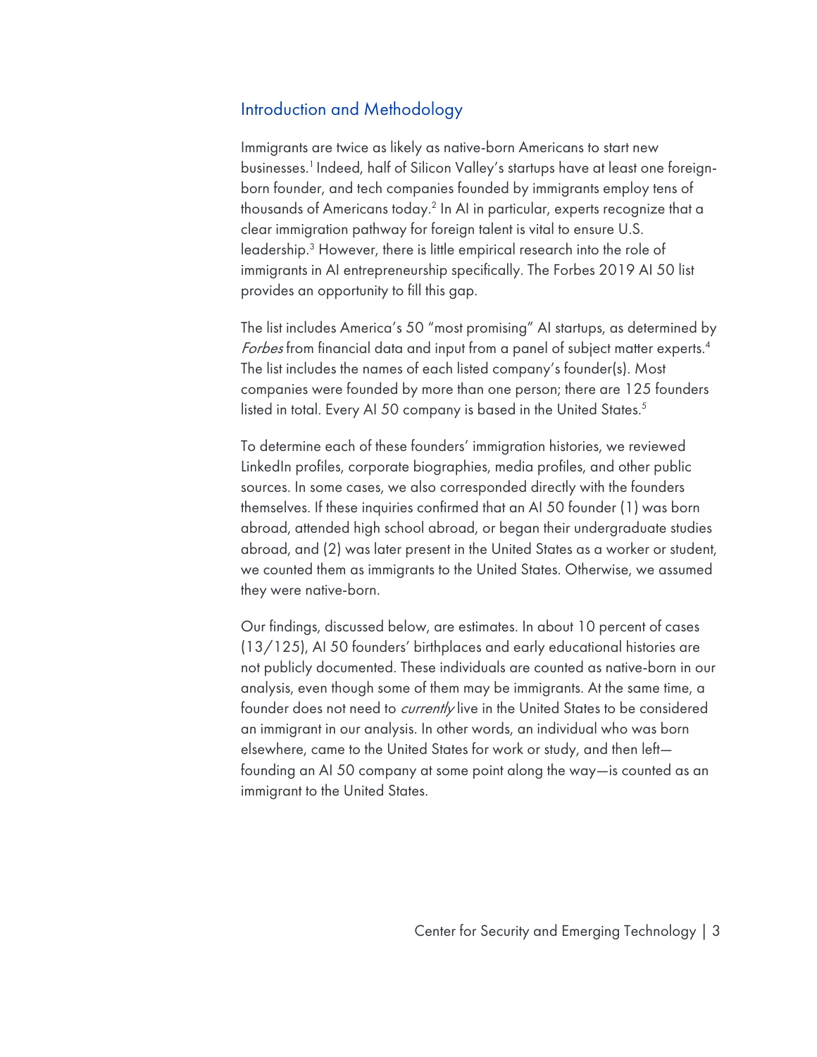## Introduction and Methodology

Immigrants are twice as likely as native-born Americans to start new businesses.[1] Indeed, half of Silicon Valley's startups have at least one foreign-born founder, and tech companies founded by immigrants employ tens of thousands of Americans today.[2] In AI in particular, experts recognize that a clear immigration pathway for foreign talent is vital to ensure U.S. leadership.[3] However, there is little empirical research into the role of immigrants in AI entrepreneurship specifically. The Forbes 2019 AI 50 list provides an opportunity to fill this gap.

The list includes America's 50 "most promising" AI startups, as determined by *Forbes* from financial data and input from a panel of subject matter experts.[4] The list includes the names of each listed company's founder(s). Most companies were founded by more than one person; there are 125 founders listed in total. Every AI 50 company is based in the United States.[5]

To determine each of these founders' immigration histories, we reviewed LinkedIn profiles, corporate biographies, media profiles, and other public sources. In some cases, we also corresponded directly with the founders themselves. If these inquiries confirmed that an AI 50 founder (1) was born abroad, attended high school abroad, or began their undergraduate studies abroad, and (2) was later present in the United States as a worker or student, we counted them as immigrants to the United States. Otherwise, we assumed they were native-born.

Our findings, discussed below, are estimates. In about 10 percent of cases (13/125), AI 50 founders' birthplaces and early educational histories are not publicly documented. These individuals are counted as native-born in our analysis, even though some of them may be immigrants. At the same time, a founder does not need to *currently* live in the United States to be considered an immigrant in our analysis. In other words, an individual who was born elsewhere, came to the United States for work or study, and then left—founding an AI 50 company at some point along the way—is counted as an immigrant to the United States.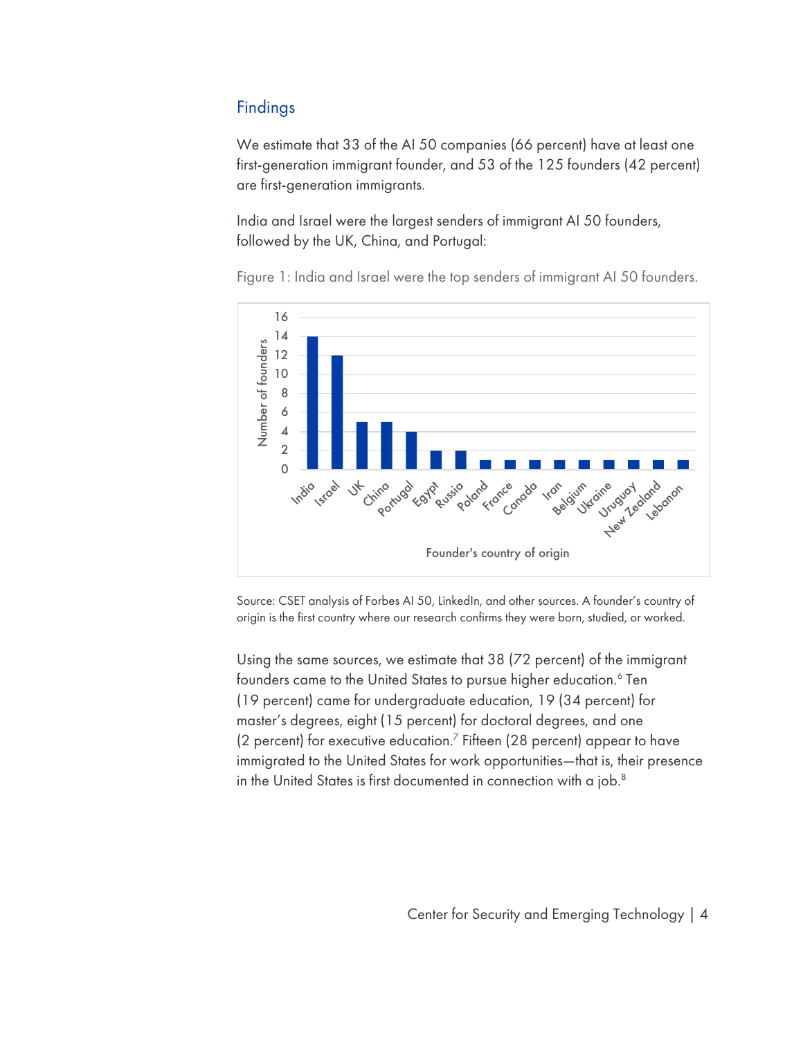## Findings

We estimate that 33 of the AI 50 companies (66 percent) have at least one first-generation immigrant founder, and 53 of the 125 founders (42 percent) are first-generation immigrants.

India and Israel were the largest senders of immigrant AI 50 founders, followed by the UK, China, and Portugal:

Figure 1: India and Israel were the top senders of immigrant AI 50 founders.

| Founder's country of origin | Number of founders |
| --- | --- |
| India | 14 |
| Israel | 12 |
| UK | 5 |
| China | 5 |
| Portugal | 4 |
| Egypt | 2 |
| Russia | 2 |
| Poland | 1 |
| France | 1 |
| Canada | 1 |
| Iran | 1 |
| Belgium | 1 |
| Ukraine | 1 |
| Uruguay | 1 |
| New Zealand | 1 |
| Lebanon | 1 |

Source: CSET analysis of Forbes AI 50, LinkedIn, and other sources. A founder's country of origin is the first country where our research confirms they were born, studied, or worked.

Using the same sources, we estimate that 38 (72 percent) of the immigrant founders came to the United States to pursue higher education.[6] Ten (19 percent) came for undergraduate education, 19 (34 percent) for master's degrees, eight (15 percent) for doctoral degrees, and one (2 percent) for executive education.[7] Fifteen (28 percent) appear to have immigrated to the United States for work opportunities—that is, their presence in the United States is first documented in connection with a job.[8]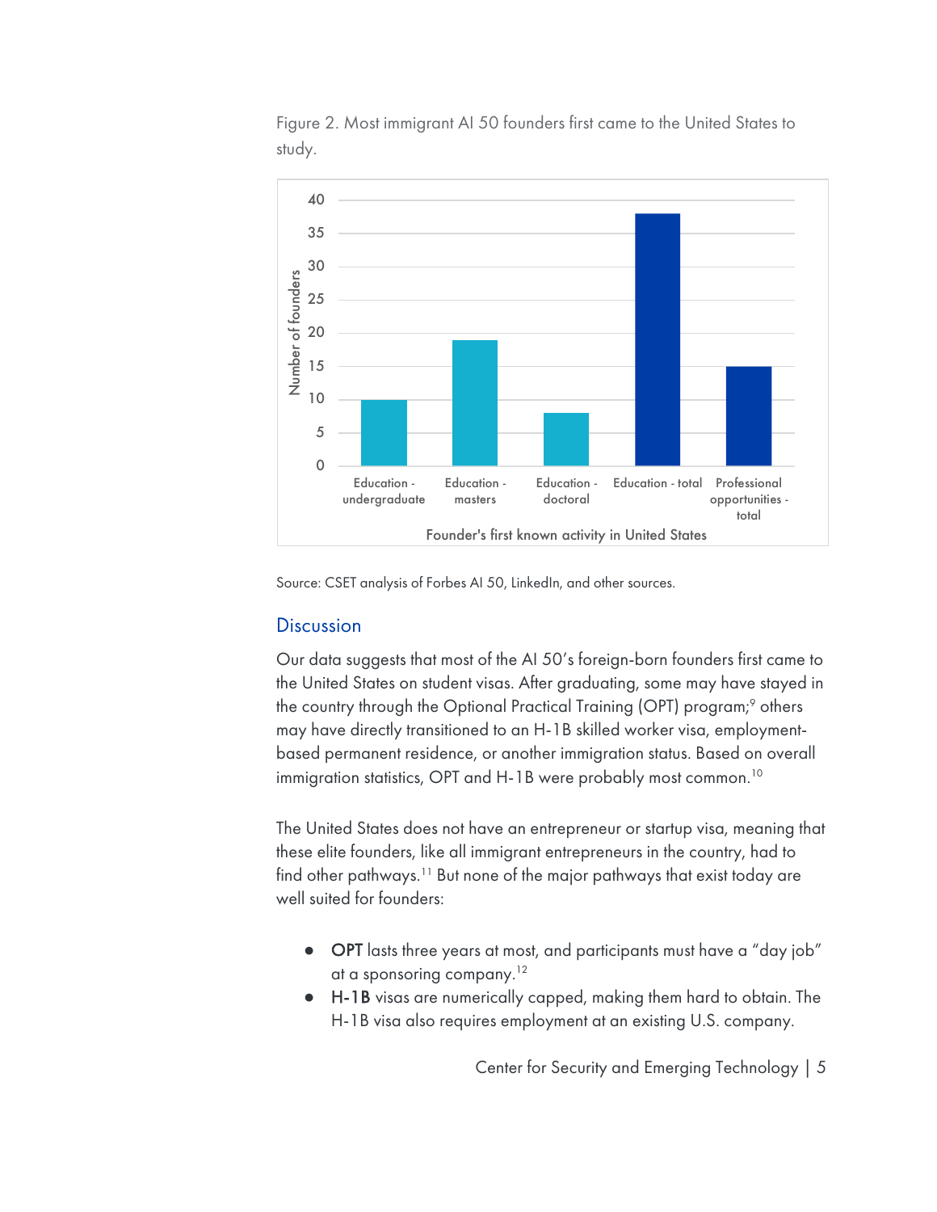Figure 2. Most immigrant AI 50 founders first came to the United States to study.

Source: CSET analysis of Forbes AI 50, LinkedIn, and other sources.

## Discussion

Our data suggests that most of the AI 50's foreign-born founders first came to the United States on student visas. After graduating, some may have stayed in the country through the Optional Practical Training (OPT) program;[9] others may have directly transitioned to an H-1B skilled worker visa, employment-based permanent residence, or another immigration status. Based on overall immigration statistics, OPT and H-1B were probably most common.[10]

The United States does not have an entrepreneur or startup visa, meaning that these elite founders, like all immigrant entrepreneurs in the country, had to find other pathways.[11] But none of the major pathways that exist today are well suited for founders:

- **OPT** lasts three years at most, and participants must have a "day job" at a sponsoring company.[12]
- **H-1B** visas are numerically capped, making them hard to obtain. The H-1B visa also requires employment at an existing U.S. company.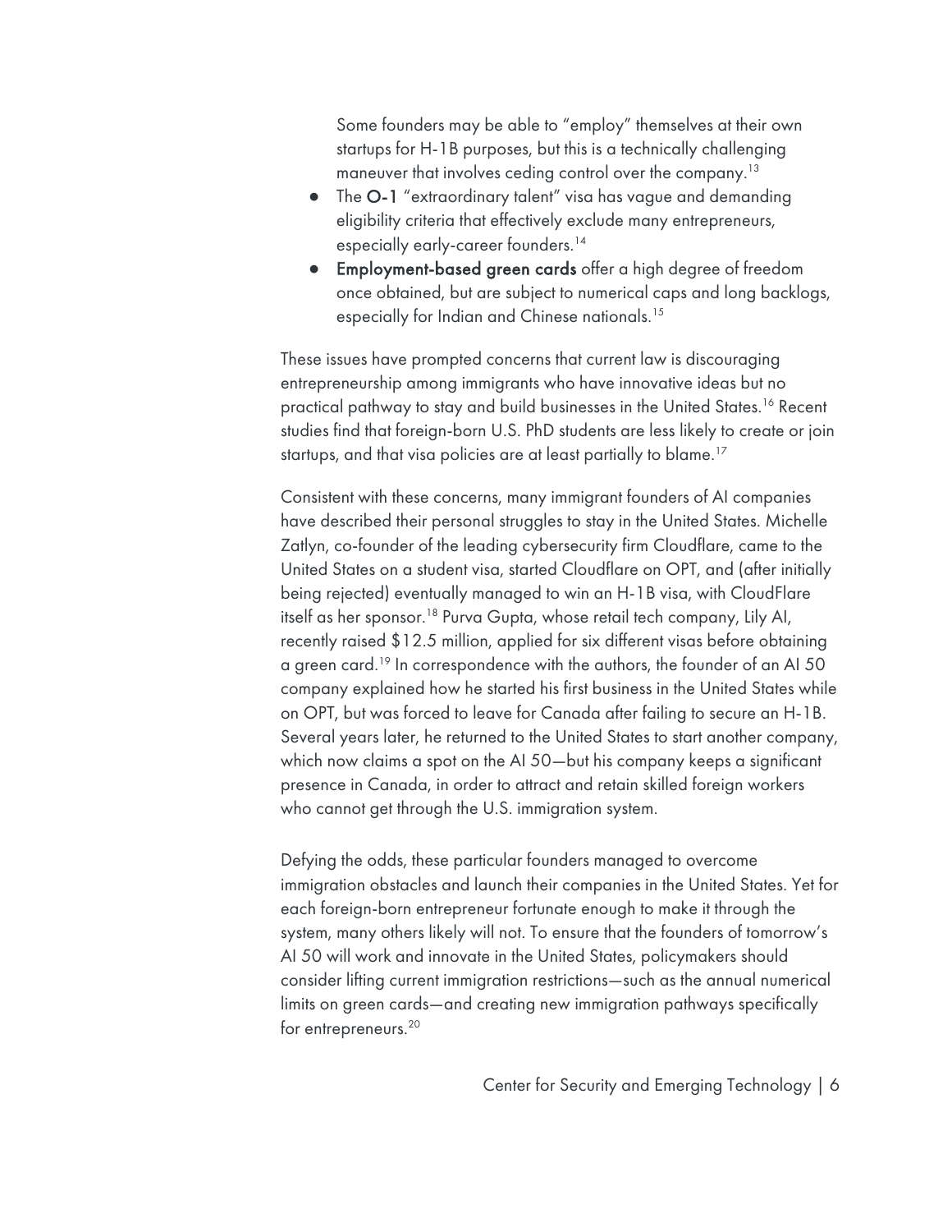Some founders may be able to "employ" themselves at their own startups for H-1B purposes, but this is a technically challenging maneuver that involves ceding control over the company.[13]

- The **O-1** "extraordinary talent" visa has vague and demanding eligibility criteria that effectively exclude many entrepreneurs, especially early-career founders.[14]
- **Employment-based green cards** offer a high degree of freedom once obtained, but are subject to numerical caps and long backlogs, especially for Indian and Chinese nationals.[15]

These issues have prompted concerns that current law is discouraging entrepreneurship among immigrants who have innovative ideas but no practical pathway to stay and build businesses in the United States.[16] Recent studies find that foreign-born U.S. PhD students are less likely to create or join startups, and that visa policies are at least partially to blame.[17]

Consistent with these concerns, many immigrant founders of AI companies have described their personal struggles to stay in the United States. Michelle Zatlyn, co-founder of the leading cybersecurity firm Cloudflare, came to the United States on a student visa, started Cloudflare on OPT, and (after initially being rejected) eventually managed to win an H-1B visa, with CloudFlare itself as her sponsor.[18] Purva Gupta, whose retail tech company, Lily AI, recently raised $12.5 million, applied for six different visas before obtaining a green card.[19] In correspondence with the authors, the founder of an AI 50 company explained how he started his first business in the United States while on OPT, but was forced to leave for Canada after failing to secure an H-1B. Several years later, he returned to the United States to start another company, which now claims a spot on the AI 50—but his company keeps a significant presence in Canada, in order to attract and retain skilled foreign workers who cannot get through the U.S. immigration system.

Defying the odds, these particular founders managed to overcome immigration obstacles and launch their companies in the United States. Yet for each foreign-born entrepreneur fortunate enough to make it through the system, many others likely will not. To ensure that the founders of tomorrow's AI 50 will work and innovate in the United States, policymakers should consider lifting current immigration restrictions—such as the annual numerical limits on green cards—and creating new immigration pathways specifically for entrepreneurs.[20]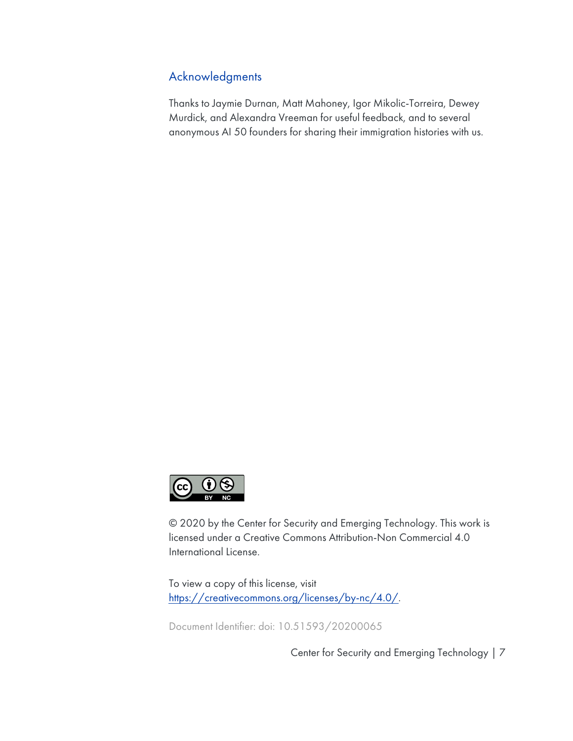## Acknowledgments

Thanks to Jaymie Durnan, Matt Mahoney, Igor Mikolic-Torreira, Dewey Murdick, and Alexandra Vreeman for useful feedback, and to several anonymous AI 50 founders for sharing their immigration histories with us.

© 2020 by the Center for Security and Emerging Technology. This work is licensed under a Creative Commons Attribution-Non Commercial 4.0 International License.

To view a copy of this license, visit https://creativecommons.org/licenses/by-nc/4.0/.

Document Identifier: doi: 10.51593/20200065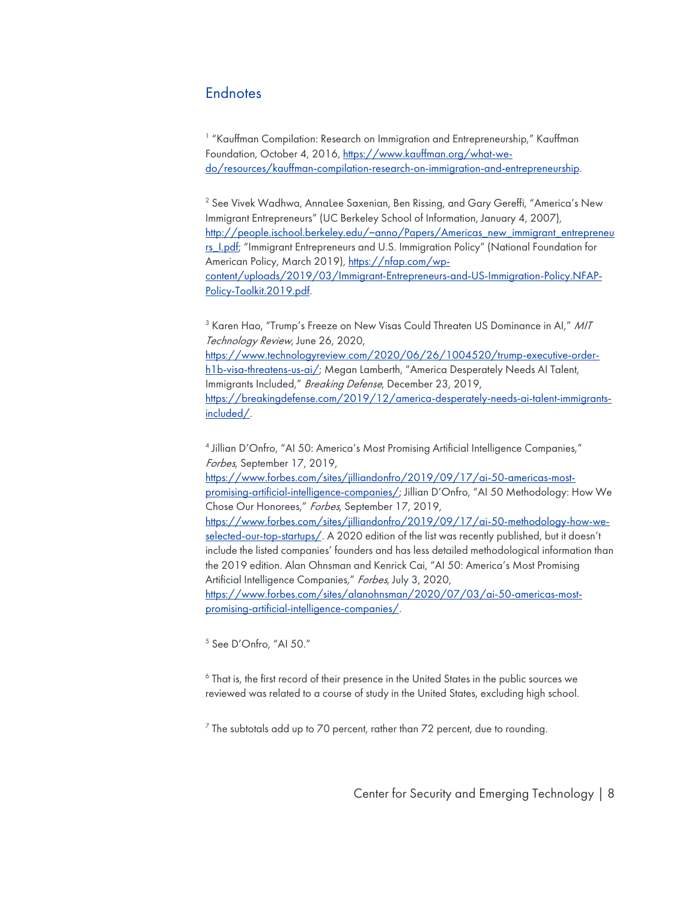## Endnotes

[1] "Kauffman Compilation: Research on Immigration and Entrepreneurship," Kauffman Foundation, October 4, 2016, https://www.kauffman.org/what-we-do/resources/kauffman-compilation-research-on-immigration-and-entrepreneurship.

[2] See Vivek Wadhwa, AnnaLee Saxenian, Ben Rissing, and Gary Gereffi, "America's New Immigrant Entrepreneurs" (UC Berkeley School of Information, January 4, 2007), http://people.ischool.berkeley.edu/~anno/Papers/Americas_new_immigrant_entrepreneurs_I.pdf; "Immigrant Entrepreneurs and U.S. Immigration Policy" (National Foundation for American Policy, March 2019), https://nfap.com/wp-content/uploads/2019/03/Immigrant-Entrepreneurs-and-US-Immigration-Policy.NFAP-Policy-Toolkit.2019.pdf.

[3] Karen Hao, "Trump's Freeze on New Visas Could Threaten US Dominance in AI," *MIT Technology Review*, June 26, 2020, https://www.technologyreview.com/2020/06/26/1004520/trump-executive-order-h1b-visa-threatens-us-ai/; Megan Lamberth, "America Desperately Needs AI Talent, Immigrants Included," *Breaking Defense*, December 23, 2019, https://breakingdefense.com/2019/12/america-desperately-needs-ai-talent-immigrants-included/.

[4] Jillian D'Onfro, "AI 50: America's Most Promising Artificial Intelligence Companies," *Forbes*, September 17, 2019, https://www.forbes.com/sites/jilliandonfro/2019/09/17/ai-50-americas-most-promising-artificial-intelligence-companies/; Jillian D'Onfro, "AI 50 Methodology: How We Chose Our Honorees," *Forbes*, September 17, 2019, https://www.forbes.com/sites/jilliandonfro/2019/09/17/ai-50-methodology-how-we-selected-our-top-startups/. A 2020 edition of the list was recently published, but it doesn't include the listed companies' founders and has less detailed methodological information than the 2019 edition. Alan Ohnsman and Kenrick Cai, "AI 50: America's Most Promising Artificial Intelligence Companies," *Forbes*, July 3, 2020, https://www.forbes.com/sites/alanohnsman/2020/07/03/ai-50-americas-most-promising-artificial-intelligence-companies/.

[5] See D'Onfro, "AI 50."

[6] That is, the first record of their presence in the United States in the public sources we reviewed was related to a course of study in the United States, excluding high school.

[7] The subtotals add up to 70 percent, rather than 72 percent, due to rounding.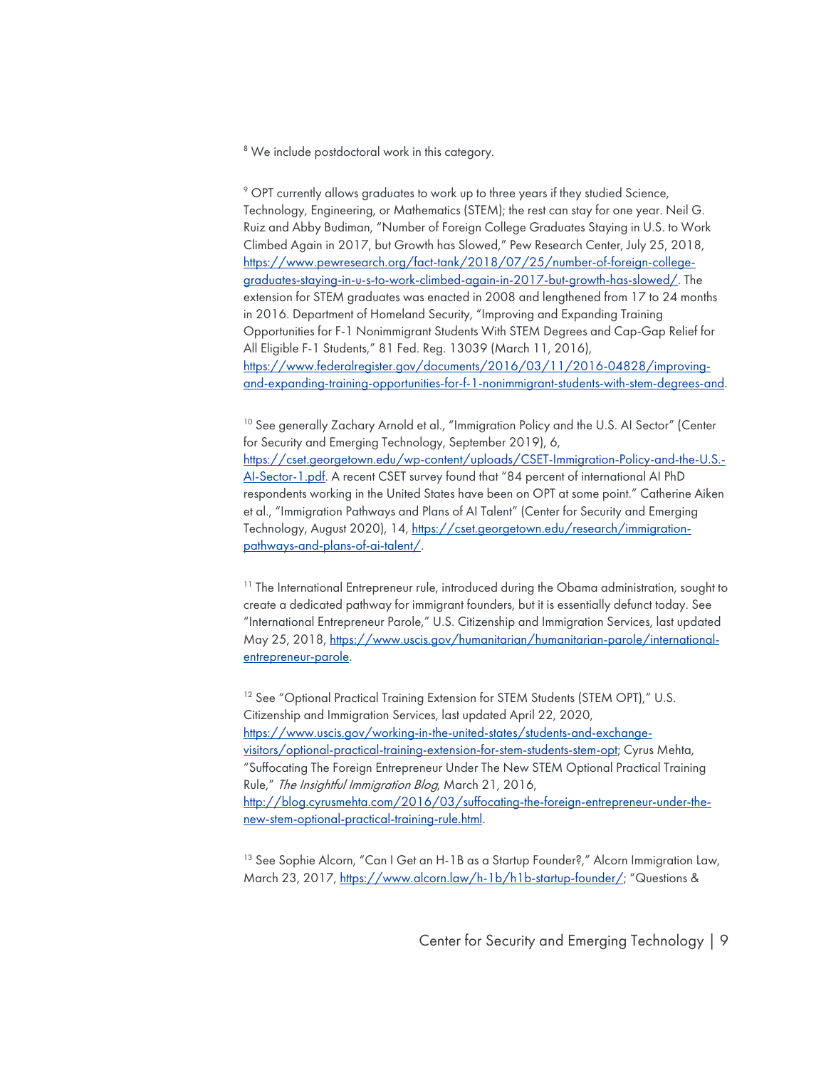[8] We include postdoctoral work in this category.

[9] OPT currently allows graduates to work up to three years if they studied Science, Technology, Engineering, or Mathematics (STEM); the rest can stay for one year. Neil G. Ruiz and Abby Budiman, "Number of Foreign College Graduates Staying in U.S. to Work Climbed Again in 2017, but Growth has Slowed," Pew Research Center, July 25, 2018, https://www.pewresearch.org/fact-tank/2018/07/25/number-of-foreign-college-graduates-staying-in-u-s-to-work-climbed-again-in-2017-but-growth-has-slowed/. The extension for STEM graduates was enacted in 2008 and lengthened from 17 to 24 months in 2016. Department of Homeland Security, "Improving and Expanding Training Opportunities for F-1 Nonimmigrant Students With STEM Degrees and Cap-Gap Relief for All Eligible F-1 Students," 81 Fed. Reg. 13039 (March 11, 2016), https://www.federalregister.gov/documents/2016/03/11/2016-04828/improving-and-expanding-training-opportunities-for-f-1-nonimmigrant-students-with-stem-degrees-and.

[10] See generally Zachary Arnold et al., "Immigration Policy and the U.S. AI Sector" (Center for Security and Emerging Technology, September 2019), 6, https://cset.georgetown.edu/wp-content/uploads/CSET-Immigration-Policy-and-the-U.S.-AI-Sector-1.pdf. A recent CSET survey found that "84 percent of international AI PhD respondents working in the United States have been on OPT at some point." Catherine Aiken et al., "Immigration Pathways and Plans of AI Talent" (Center for Security and Emerging Technology, August 2020), 14, https://cset.georgetown.edu/research/immigration-pathways-and-plans-of-ai-talent/.

[11] The International Entrepreneur rule, introduced during the Obama administration, sought to create a dedicated pathway for immigrant founders, but it is essentially defunct today. See "International Entrepreneur Parole," U.S. Citizenship and Immigration Services, last updated May 25, 2018, https://www.uscis.gov/humanitarian/humanitarian-parole/international-entrepreneur-parole.

[12] See "Optional Practical Training Extension for STEM Students (STEM OPT)," U.S. Citizenship and Immigration Services, last updated April 22, 2020, https://www.uscis.gov/working-in-the-united-states/students-and-exchange-visitors/optional-practical-training-extension-for-stem-students-stem-opt; Cyrus Mehta, "Suffocating The Foreign Entrepreneur Under The New STEM Optional Practical Training Rule," *The Insightful Immigration Blog*, March 21, 2016, http://blog.cyrusmehta.com/2016/03/suffocating-the-foreign-entrepreneur-under-the-new-stem-optional-practical-training-rule.html.

[13] See Sophie Alcorn, "Can I Get an H-1B as a Startup Founder?," Alcorn Immigration Law, March 23, 2017, https://www.alcorn.law/h-1b/h1b-startup-founder/; "Questions &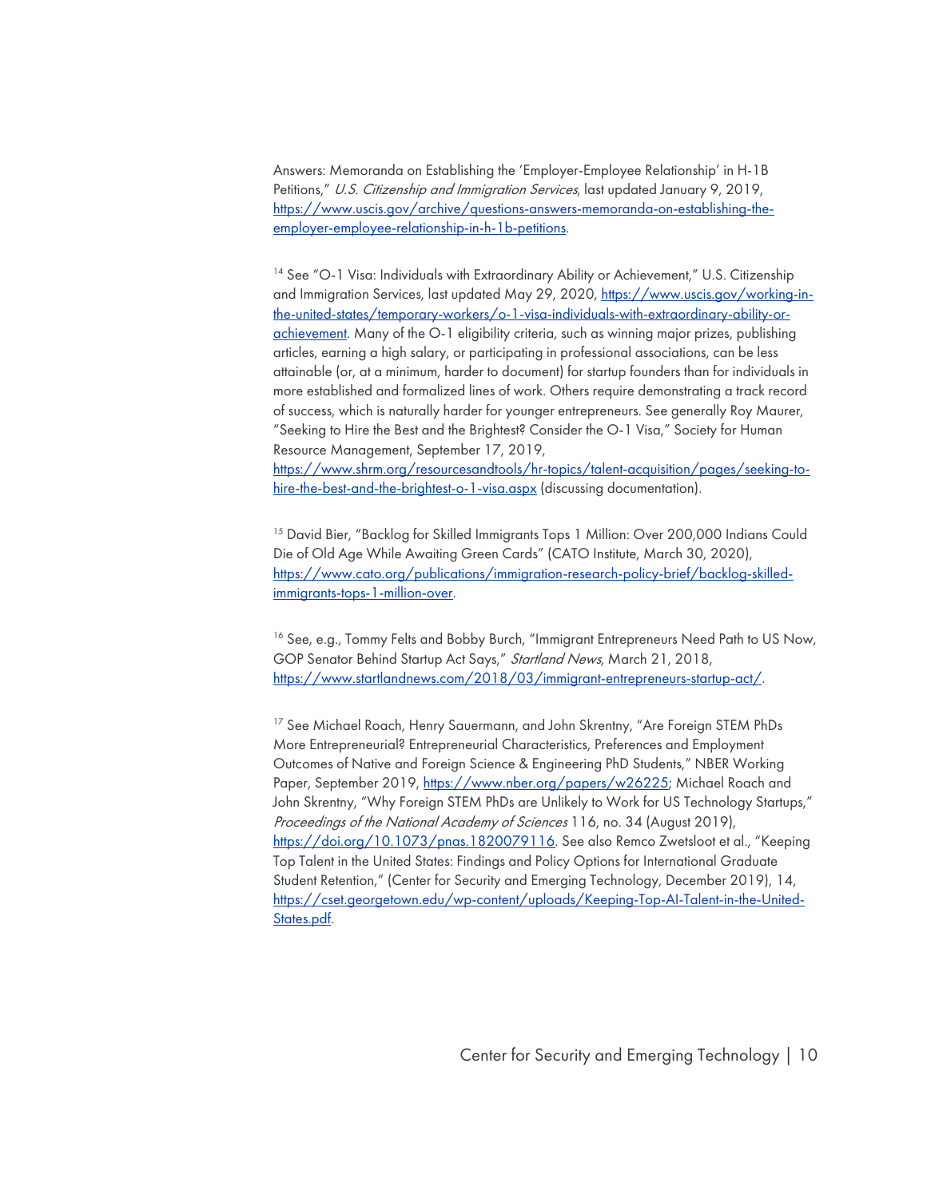Answers: Memoranda on Establishing the 'Employer-Employee Relationship' in H-1B Petitions," *U.S. Citizenship and Immigration Services*, last updated January 9, 2019, https://www.uscis.gov/archive/questions-answers-memoranda-on-establishing-the-employer-employee-relationship-in-h-1b-petitions.

[14] See "O-1 Visa: Individuals with Extraordinary Ability or Achievement," U.S. Citizenship and Immigration Services, last updated May 29, 2020, https://www.uscis.gov/working-in-the-united-states/temporary-workers/o-1-visa-individuals-with-extraordinary-ability-or-achievement. Many of the O-1 eligibility criteria, such as winning major prizes, publishing articles, earning a high salary, or participating in professional associations, can be less attainable (or, at a minimum, harder to document) for startup founders than for individuals in more established and formalized lines of work. Others require demonstrating a track record of success, which is naturally harder for younger entrepreneurs. See generally Roy Maurer, "Seeking to Hire the Best and the Brightest? Consider the O-1 Visa," Society for Human Resource Management, September 17, 2019, https://www.shrm.org/resourcesandtools/hr-topics/talent-acquisition/pages/seeking-to-hire-the-best-and-the-brightest-o-1-visa.aspx (discussing documentation).

[15] David Bier, "Backlog for Skilled Immigrants Tops 1 Million: Over 200,000 Indians Could Die of Old Age While Awaiting Green Cards" (CATO Institute, March 30, 2020), https://www.cato.org/publications/immigration-research-policy-brief/backlog-skilled-immigrants-tops-1-million-over.

[16] See, e.g., Tommy Felts and Bobby Burch, "Immigrant Entrepreneurs Need Path to US Now, GOP Senator Behind Startup Act Says," *Startland News*, March 21, 2018, https://www.startlandnews.com/2018/03/immigrant-entrepreneurs-startup-act/.

[17] See Michael Roach, Henry Sauermann, and John Skrentny, "Are Foreign STEM PhDs More Entrepreneurial? Entrepreneurial Characteristics, Preferences and Employment Outcomes of Native and Foreign Science & Engineering PhD Students," NBER Working Paper, September 2019, https://www.nber.org/papers/w26225; Michael Roach and John Skrentny, "Why Foreign STEM PhDs are Unlikely to Work for US Technology Startups," *Proceedings of the National Academy of Sciences* 116, no. 34 (August 2019), https://doi.org/10.1073/pnas.1820079116. See also Remco Zwetsloot et al., "Keeping Top Talent in the United States: Findings and Policy Options for International Graduate Student Retention," (Center for Security and Emerging Technology, December 2019), 14, https://cset.georgetown.edu/wp-content/uploads/Keeping-Top-AI-Talent-in-the-United-States.pdf.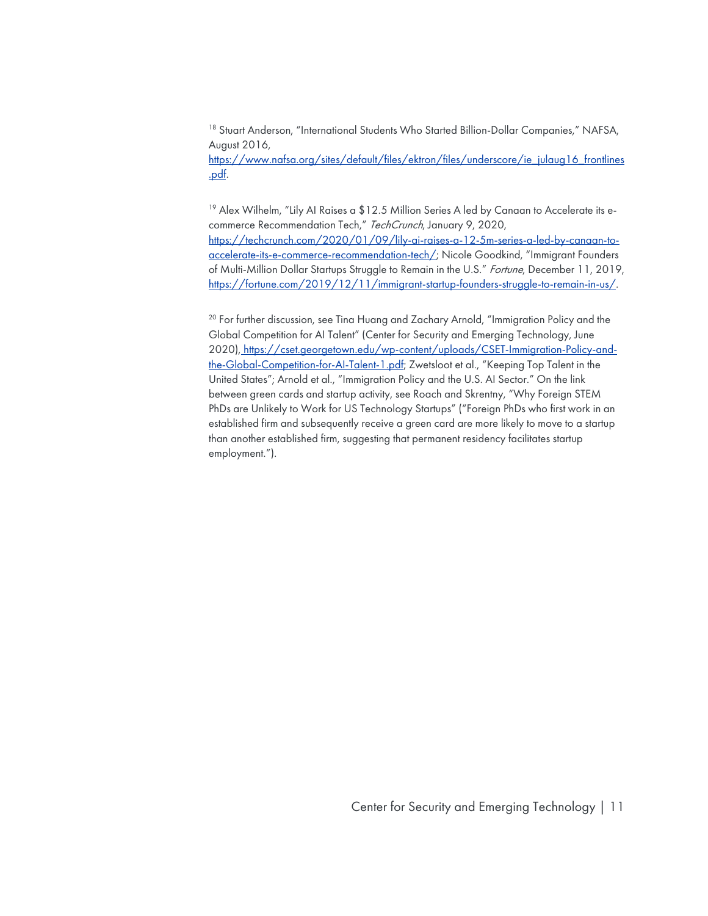[18] Stuart Anderson, "International Students Who Started Billion-Dollar Companies," NAFSA, August 2016, https://www.nafsa.org/sites/default/files/ektron/files/underscore/ie_julaug16_frontlines.pdf.

[19] Alex Wilhelm, "Lily AI Raises a $12.5 Million Series A led by Canaan to Accelerate its e-commerce Recommendation Tech," *TechCrunch*, January 9, 2020, https://techcrunch.com/2020/01/09/lily-ai-raises-a-12-5m-series-a-led-by-canaan-to-accelerate-its-e-commerce-recommendation-tech/; Nicole Goodkind, "Immigrant Founders of Multi-Million Dollar Startups Struggle to Remain in the U.S." *Fortune*, December 11, 2019, https://fortune.com/2019/12/11/immigrant-startup-founders-struggle-to-remain-in-us/.

[20] For further discussion, see Tina Huang and Zachary Arnold, "Immigration Policy and the Global Competition for AI Talent" (Center for Security and Emerging Technology, June 2020), https://cset.georgetown.edu/wp-content/uploads/CSET-Immigration-Policy-and-the-Global-Competition-for-AI-Talent-1.pdf; Zwetsloot et al., "Keeping Top Talent in the United States"; Arnold et al., "Immigration Policy and the U.S. AI Sector." On the link between green cards and startup activity, see Roach and Skrentny, "Why Foreign STEM PhDs are Unlikely to Work for US Technology Startups" ("Foreign PhDs who first work in an established firm and subsequently receive a green card are more likely to move to a startup than another established firm, suggesting that permanent residency facilitates startup employment.").